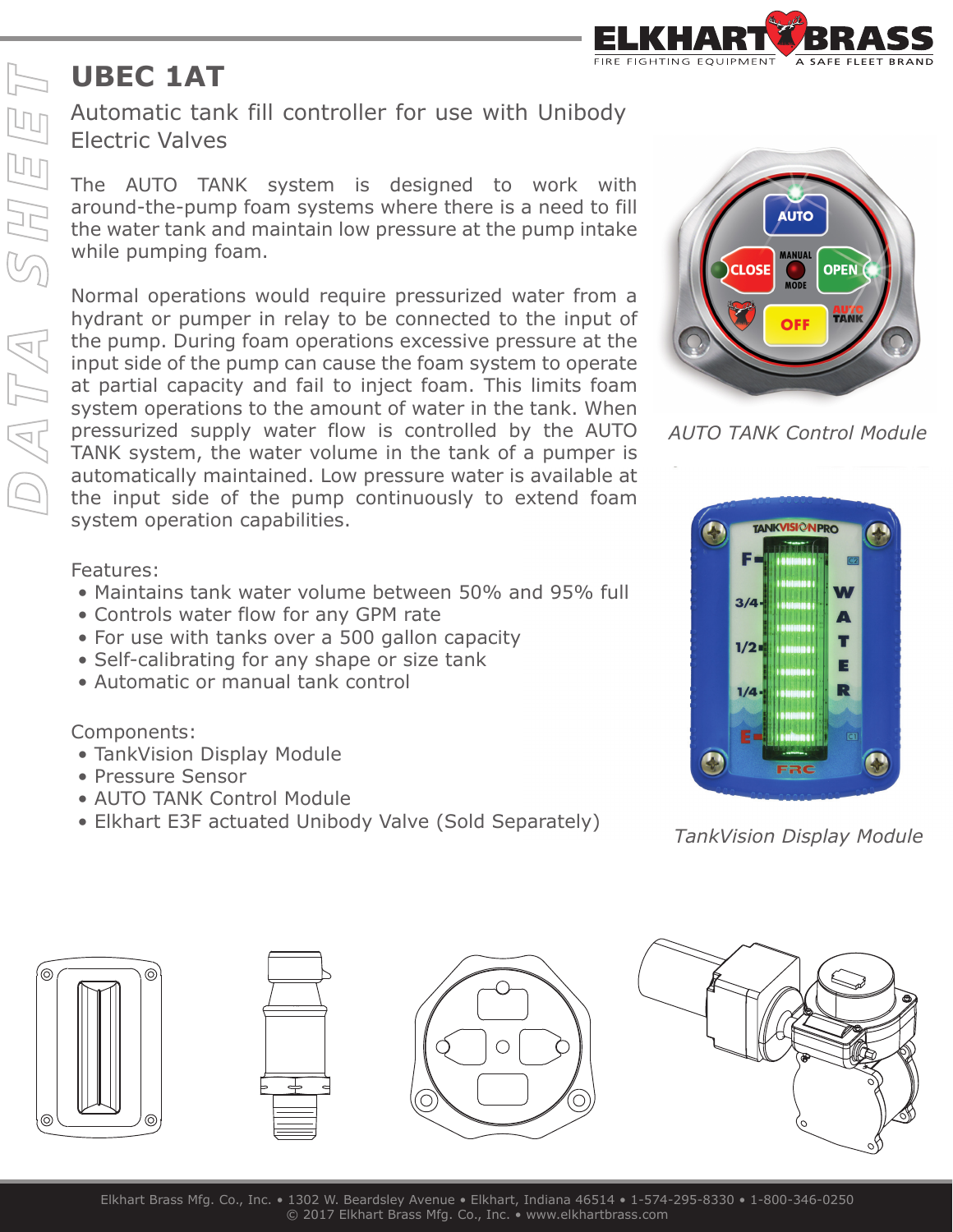# UBEC 1AT

## Automatic tank fill controller for use with Unibody Electric Valves

The AUTO TANK system is designed to work with around-the-pump foam systems where there is a need to fill the water tank and maintain low pressure at the pump intake while pumping foam.

Normal operations would require pressurized water from a hydrant or pumper in relay to be connected to the input of the pump. During foam operations excessive pressure at the input side of the pump can cause the foam system to operate at partial capacity and fail to inject foam. This limits foam system operations to the amount of water in the tank. When pressurized supply water flow is controlled by the AUTO TANK system, the water volume in the tank of a pumper is automatically maintained. Low pressure water is available at the input side of the pump continuously to extend foam system operation capabilities.

Features:

- Maintains tank water volume between 50% and 95% full
- Controls water flow for any GPM rate
- For use with tanks over a 500 gallon capacity
- Self-calibrating for any shape or size tank
- Automatic or manual tank control

Components:

- TankVision Display Module
- Pressure Sensor
- AUTO TANK Control Module
- Elkhart E3F actuated Unibody Valve (Sold Separately)

*AUTO TANK Control Module*

*TankVision Display Module*

Elkhart Brass Mfg. Co., Inc. • 1302 W. Beardsley Avenue • Elkhart, Indiana 46514 • 1-574-295-8330 • 1-800-346-0250
© 2017 Elkhart Brass Mfg. Co., Inc. • www.elkhartbrass.com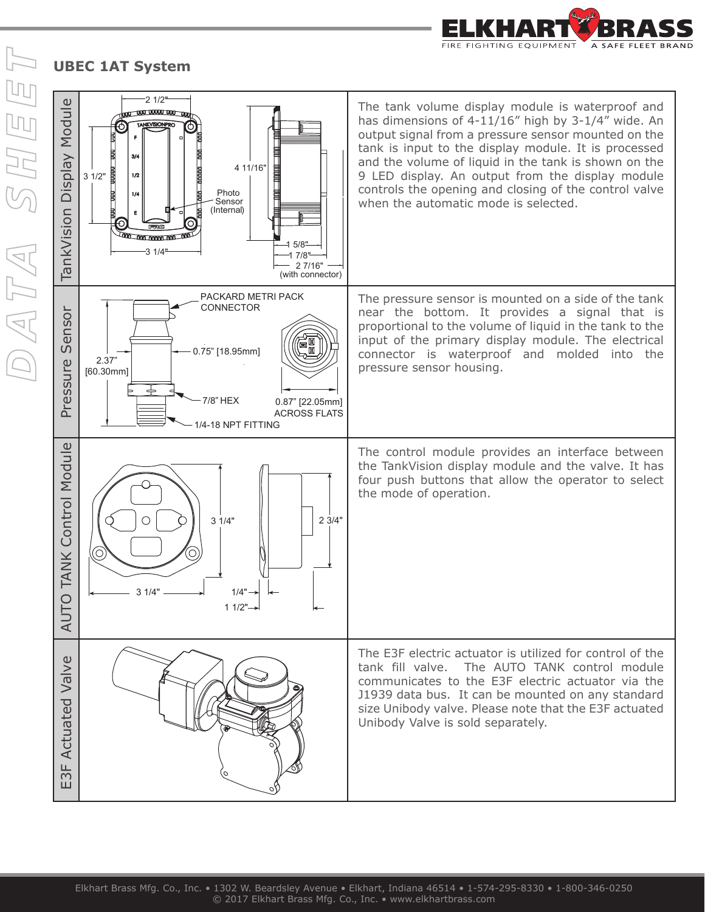## UBEC 1AT System

| | | |
|---|---|---|
| TankVision Display Module | 2 1/2" 3 1/2" 4 11/16" 3 1/4" Photo Sensor (Internal) 1 5/8" 1 7/8" 2 7/16" (with connector) | The tank volume display module is waterproof and has dimensions of 4-11/16" high by 3-1/4" wide. An output signal from a pressure sensor mounted on the tank is input to the display module. It is processed and the volume of liquid in the tank is shown on the 9 LED display. An output from the display module controls the opening and closing of the control valve when the automatic mode is selected. |
| Pressure Sensor | PACKARD METRI PACK CONNECTOR 0.75" [18.95mm] 2.37" [60.30mm] 7/8" HEX 0.87" [22.05mm] ACROSS FLATS 1/4-18 NPT FITTING | The pressure sensor is mounted on a side of the tank near the bottom. It provides a signal that is proportional to the volume of liquid in the tank to the input of the primary display module. The electrical connector is waterproof and molded into the pressure sensor housing. |
| AUTO TANK Control Module | 3 1/4" 3 1/4" 2 3/4" 1/4" 1 1/2" | The control module provides an interface between the TankVision display module and the valve. It has four push buttons that allow the operator to select the mode of operation. |
| E3F Actuated Valve | | The E3F electric actuator is utilized for control of the tank fill valve. The AUTO TANK control module communicates to the E3F electric actuator via the J1939 data bus. It can be mounted on any standard size Unibody valve. Please note that the E3F actuated Unibody Valve is sold separately. |